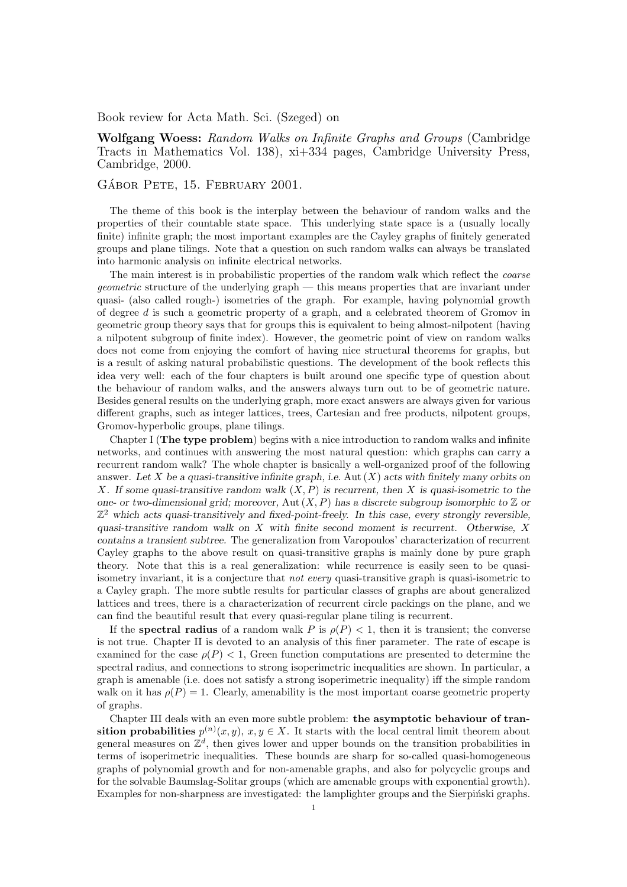Book review for Acta Math. Sci. (Szeged) on

**Wolfgang Woess:** *Random Walks on Infinite Graphs and Groups* (Cambridge Tracts in Mathematics Vol. 138), xi+334 pages, Cambridge University Press, Cambridge, 2000.

Gábor Pete, 15. February 2001.

The theme of this book is the interplay between the behaviour of random walks and the properties of their countable state space. This underlying state space is a (usually locally finite) infinite graph; the most important examples are the Cayley graphs of finitely generated groups and plane tilings. Note that a question on such random walks can always be translated into harmonic analysis on infinite electrical networks.

The main interest is in probabilistic properties of the random walk which reflect the *coarse geometric* structure of the underlying graph — this means properties that are invariant under quasi- (also called rough-) isometries of the graph. For example, having polynomial growth of degree $d$ is such a geometric property of a graph, and a celebrated theorem of Gromov in geometric group theory says that for groups this is equivalent to being almost-nilpotent (having a nilpotent subgroup of finite index). However, the geometric point of view on random walks does not come from enjoying the comfort of having nice structural theorems for graphs, but is a result of asking natural probabilistic questions. The development of the book reflects this idea very well: each of the four chapters is built around one specific type of question about the behaviour of random walks, and the answers always turn out to be of geometric nature. Besides general results on the underlying graph, more exact answers are always given for various different graphs, such as integer lattices, trees, Cartesian and free products, nilpotent groups, Gromov-hyperbolic groups, plane tilings.

Chapter I (**The type problem**) begins with a nice introduction to random walks and infinite networks, and continues with answering the most natural question: which graphs can carry a recurrent random walk? The whole chapter is basically a well-organized proof of the following answer. *Let $X$ be a quasi-transitive infinite graph, i.e.* Aut $(X)$ *acts with finitely many orbits on $X$. If some quasi-transitive random walk $(X, P)$ is recurrent, then $X$ is quasi-isometric to the one- or two-dimensional grid; moreover,* Aut $(X, P)$ *has a discrete subgroup isomorphic to $\mathbb{Z}$ or $\mathbb{Z}^2$ which acts quasi-transitively and fixed-point-freely. In this case, every strongly reversible, quasi-transitive random walk on $X$ with finite second moment is recurrent. Otherwise, $X$ contains a transient subtree.* The generalization from Varopoulos' characterization of recurrent Cayley graphs to the above result on quasi-transitive graphs is mainly done by pure graph theory. Note that this is a real generalization: while recurrence is easily seen to be quasi-isometry invariant, it is a conjecture that *not every* quasi-transitive graph is quasi-isometric to a Cayley graph. The more subtle results for particular classes of graphs are about generalized lattices and trees, there is a characterization of recurrent circle packings on the plane, and we can find the beautiful result that every quasi-regular plane tiling is recurrent.

If the **spectral radius** of a random walk $P$ is $\rho(P) < 1$, then it is transient; the converse is not true. Chapter II is devoted to an analysis of this finer parameter. The rate of escape is examined for the case $\rho(P) < 1$, Green function computations are presented to determine the spectral radius, and connections to strong isoperimetric inequalities are shown. In particular, a graph is amenable (i.e. does not satisfy a strong isoperimetric inequality) iff the simple random walk on it has $\rho(P) = 1$. Clearly, amenability is the most important coarse geometric property of graphs.

Chapter III deals with an even more subtle problem: **the asymptotic behaviour of transition probabilities** $p^{(n)}(x, y)$, $x, y \in X$. It starts with the local central limit theorem about general measures on $\mathbb{Z}^d$, then gives lower and upper bounds on the transition probabilities in terms of isoperimetric inequalities. These bounds are sharp for so-called quasi-homogeneous graphs of polynomial growth and for non-amenable graphs, and also for polycyclic groups and for the solvable Baumslag-Solitar groups (which are amenable groups with exponential growth). Examples for non-sharpness are investigated: the lamplighter groups and the Sierpiński graphs.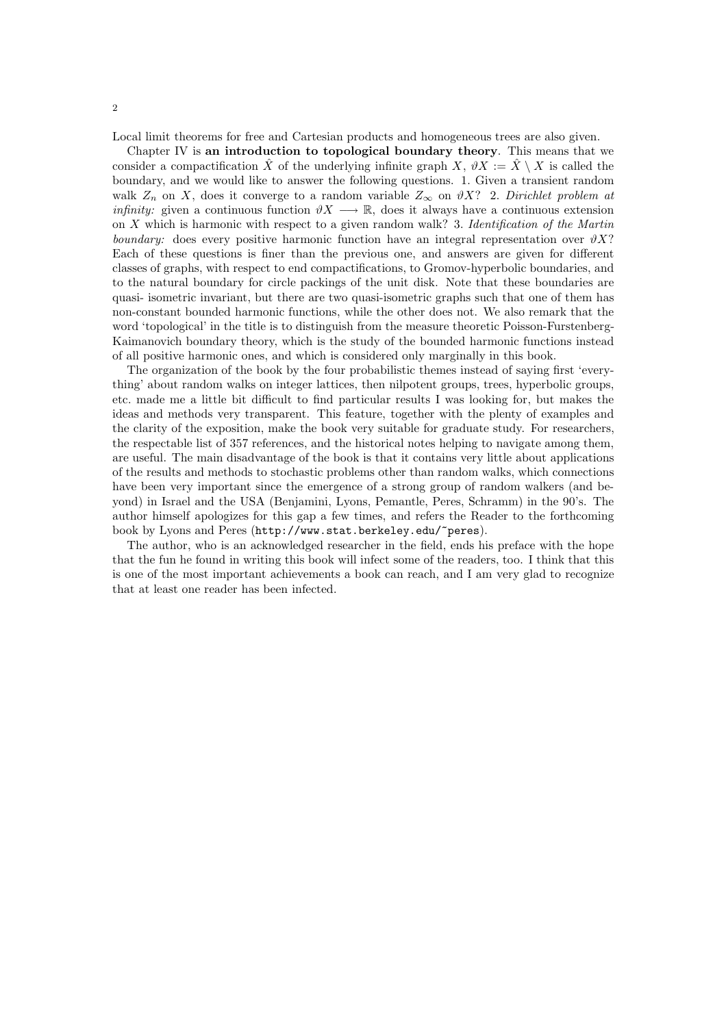Local limit theorems for free and Cartesian products and homogeneous trees are also given.

Chapter IV is **an introduction to topological boundary theory**. This means that we consider a compactification $\hat{X}$ of the underlying infinite graph $X$, $\vartheta X := \hat{X} \setminus X$ is called the boundary, and we would like to answer the following questions. 1. Given a transient random walk $Z_n$ on $X$, does it converge to a random variable $Z_\infty$ on $\vartheta X$? 2. *Dirichlet problem at infinity:* given a continuous function $\vartheta X \longrightarrow \mathbb{R}$, does it always have a continuous extension on $X$ which is harmonic with respect to a given random walk? 3. *Identification of the Martin boundary:* does every positive harmonic function have an integral representation over $\vartheta X$? Each of these questions is finer than the previous one, and answers are given for different classes of graphs, with respect to end compactifications, to Gromov-hyperbolic boundaries, and to the natural boundary for circle packings of the unit disk. Note that these boundaries are quasi- isometric invariant, but there are two quasi-isometric graphs such that one of them has non-constant bounded harmonic functions, while the other does not. We also remark that the word 'topological' in the title is to distinguish from the measure theoretic Poisson-Furstenberg-Kaimanovich boundary theory, which is the study of the bounded harmonic functions instead of all positive harmonic ones, and which is considered only marginally in this book.

The organization of the book by the four probabilistic themes instead of saying first 'everything' about random walks on integer lattices, then nilpotent groups, trees, hyperbolic groups, etc. made me a little bit difficult to find particular results I was looking for, but makes the ideas and methods very transparent. This feature, together with the plenty of examples and the clarity of the exposition, make the book very suitable for graduate study. For researchers, the respectable list of 357 references, and the historical notes helping to navigate among them, are useful. The main disadvantage of the book is that it contains very little about applications of the results and methods to stochastic problems other than random walks, which connections have been very important since the emergence of a strong group of random walkers (and beyond) in Israel and the USA (Benjamini, Lyons, Pemantle, Peres, Schramm) in the 90's. The author himself apologizes for this gap a few times, and refers the Reader to the forthcoming book by Lyons and Peres (`http://www.stat.berkeley.edu/~peres`).

The author, who is an acknowledged researcher in the field, ends his preface with the hope that the fun he found in writing this book will infect some of the readers, too. I think that this is one of the most important achievements a book can reach, and I am very glad to recognize that at least one reader has been infected.